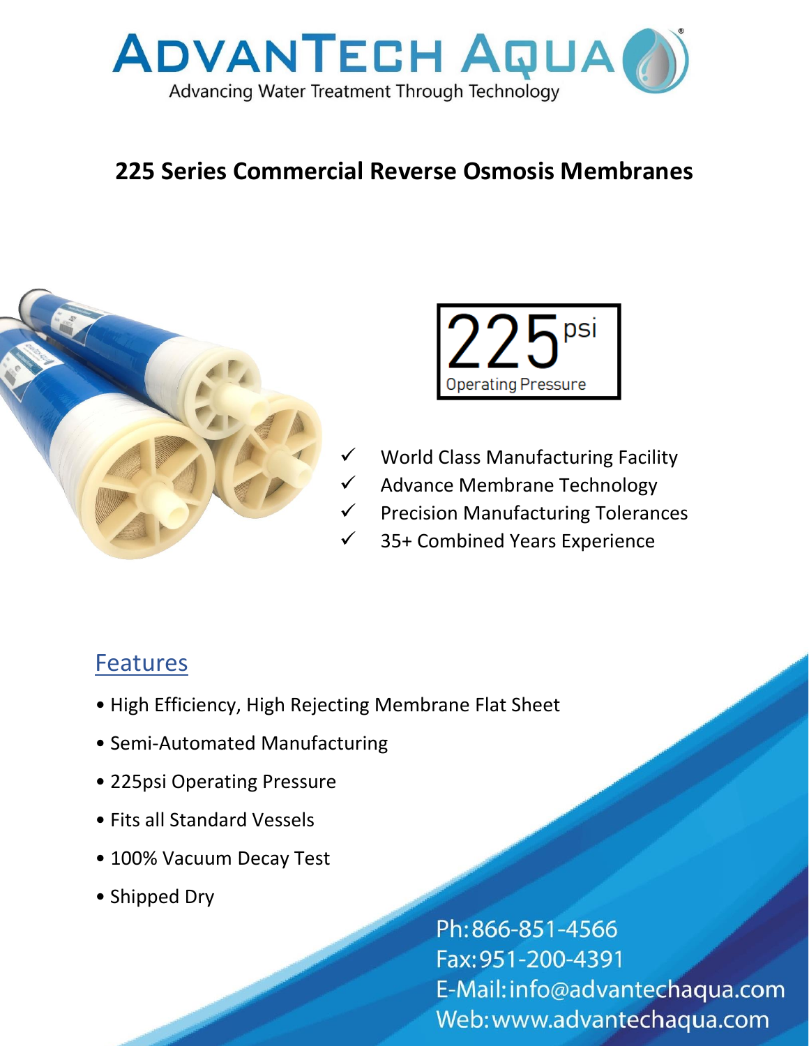# ADVANTECH AQUA®

Advancing Water Treatment Through Technology

## 225 Series Commercial Reverse Osmosis Membranes

225 psi
Operating Pressure

- ✓ World Class Manufacturing Facility
- ✓ Advance Membrane Technology
- ✓ Precision Manufacturing Tolerances
- ✓ 35+ Combined Years Experience

## Features

- High Efficiency, High Rejecting Membrane Flat Sheet
- Semi-Automated Manufacturing
- 225psi Operating Pressure
- Fits all Standard Vessels
- 100% Vacuum Decay Test
- Shipped Dry

Ph: 866-851-4566
Fax: 951-200-4391
E-Mail: info@advantechaqua.com
Web: www.advantechaqua.com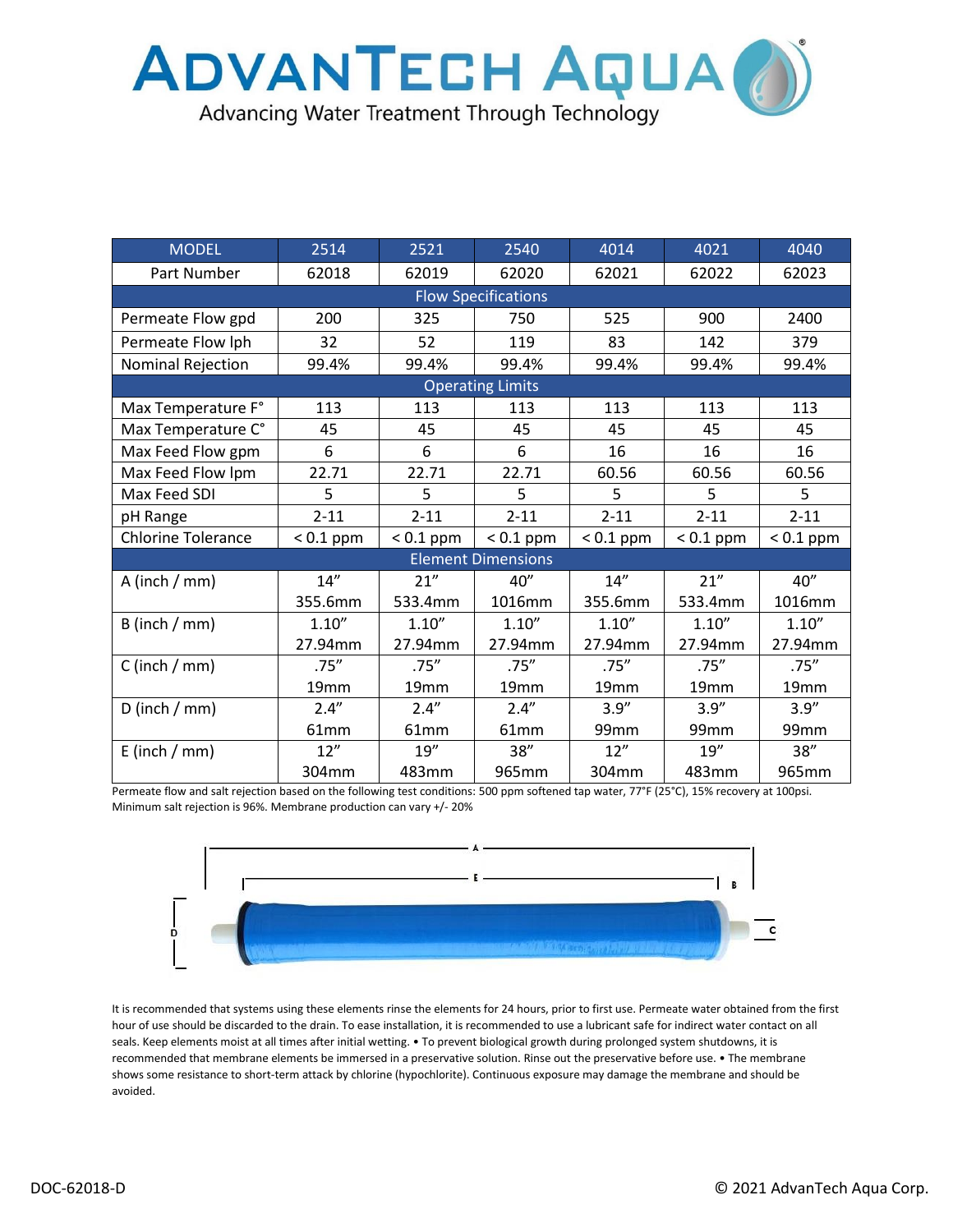# ADVANTECH AQUA

Advancing Water Treatment Through Technology

| MODEL | 2514 | 2521 | 2540 | 4014 | 4021 | 4040 |
|---|---|---|---|---|---|---|
| Part Number | 62018 | 62019 | 62020 | 62021 | 62022 | 62023 |
| **Flow Specifications** | | | | | | |
| Permeate Flow gpd | 200 | 325 | 750 | 525 | 900 | 2400 |
| Permeate Flow lph | 32 | 52 | 119 | 83 | 142 | 379 |
| Nominal Rejection | 99.4% | 99.4% | 99.4% | 99.4% | 99.4% | 99.4% |
| **Operating Limits** | | | | | | |
| Max Temperature F° | 113 | 113 | 113 | 113 | 113 | 113 |
| Max Temperature C° | 45 | 45 | 45 | 45 | 45 | 45 |
| Max Feed Flow gpm | 6 | 6 | 6 | 16 | 16 | 16 |
| Max Feed Flow lpm | 22.71 | 22.71 | 22.71 | 60.56 | 60.56 | 60.56 |
| Max Feed SDI | 5 | 5 | 5 | 5 | 5 | 5 |
| pH Range | 2-11 | 2-11 | 2-11 | 2-11 | 2-11 | 2-11 |
| Chlorine Tolerance | < 0.1 ppm | < 0.1 ppm | < 0.1 ppm | < 0.1 ppm | < 0.1 ppm | < 0.1 ppm |
| **Element Dimensions** | | | | | | |
| A (inch / mm) | 14″ 355.6mm | 21″ 533.4mm | 40″ 1016mm | 14″ 355.6mm | 21″ 533.4mm | 40″ 1016mm |
| B (inch / mm) | 1.10″ 27.94mm | 1.10″ 27.94mm | 1.10″ 27.94mm | 1.10″ 27.94mm | 1.10″ 27.94mm | 1.10″ 27.94mm |
| C (inch / mm) | .75″ 19mm | .75″ 19mm | .75″ 19mm | .75″ 19mm | .75″ 19mm | .75″ 19mm |
| D (inch / mm) | 2.4″ 61mm | 2.4″ 61mm | 2.4″ 61mm | 3.9″ 99mm | 3.9″ 99mm | 3.9″ 99mm |
| E (inch / mm) | 12″ 304mm | 19″ 483mm | 38″ 965mm | 12″ 304mm | 19″ 483mm | 38″ 965mm |

Permeate flow and salt rejection based on the following test conditions: 500 ppm softened tap water, 77°F (25°C), 15% recovery at 100psi. Minimum salt rejection is 96%. Membrane production can vary +/- 20%

A
E
B
D
C

It is recommended that systems using these elements rinse the elements for 24 hours, prior to first use. Permeate water obtained from the first hour of use should be discarded to the drain. To ease installation, it is recommended to use a lubricant safe for indirect water contact on all seals. Keep elements moist at all times after initial wetting. • To prevent biological growth during prolonged system shutdowns, it is recommended that membrane elements be immersed in a preservative solution. Rinse out the preservative before use. • The membrane shows some resistance to short-term attack by chlorine (hypochlorite). Continuous exposure may damage the membrane and should be avoided.

DOC-62018-D

© 2021 AdvanTech Aqua Corp.